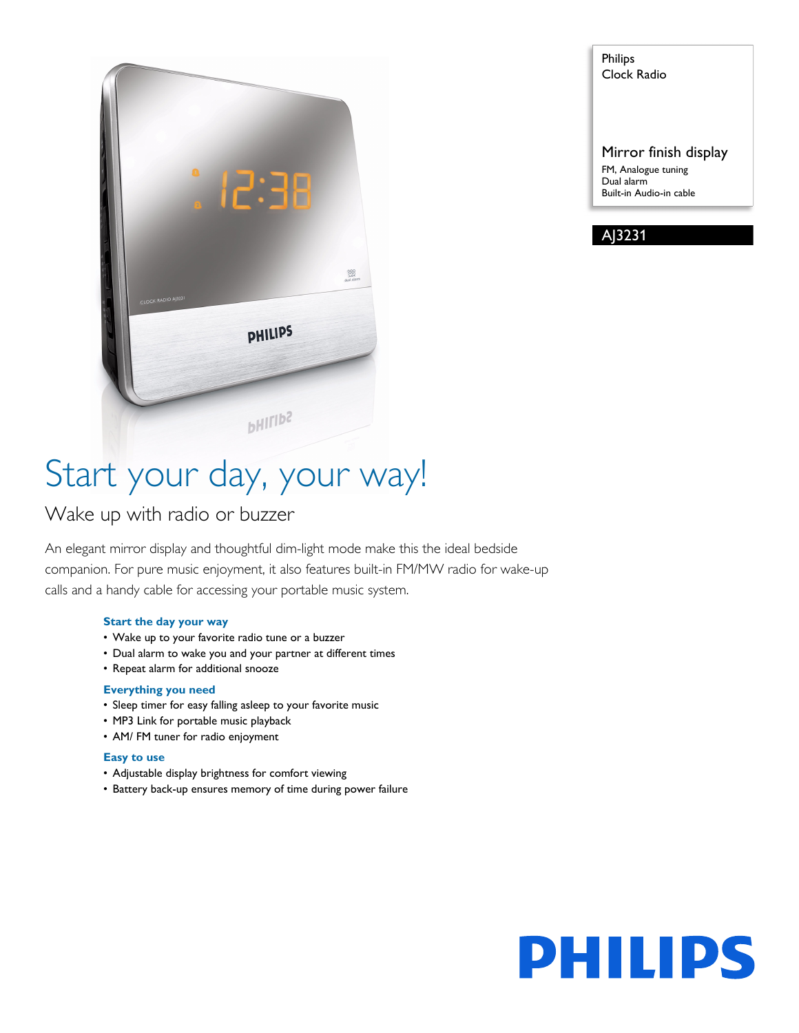Philips
Clock Radio

Mirror finish display

FN, Analogue tuning
Dual alarm
Built-in Audio-in cable

AJ3231

# Start your day, your way!

## Wake up with radio or buzzer

An elegant mirror display and thoughtful dim-light mode make this the ideal bedside companion. For pure music enjoyment, it also features built-in FM/MW radio for wake-up calls and a handy cable for accessing your portable music system.

### Start the day your way

- Wake up to your favorite radio tune or a buzzer
- Dual alarm to wake you and your partner at different times
- Repeat alarm for additional snooze

### Everything you need

- Sleep timer for easy falling asleep to your favorite music
- MP3 Link for portable music playback
- AM/ FM tuner for radio enjoyment

### Easy to use

- Adjustable display brightness for comfort viewing
- Battery back-up ensures memory of time during power failure

PHILIPS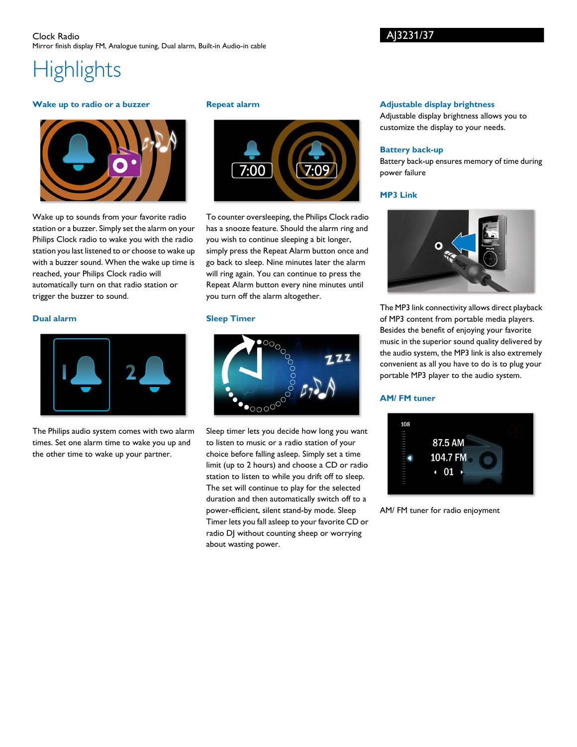Clock Radio
Mirror finish display FM, Analogue tuning, Dual alarm, Built-in Audio-in cable

AJ3231/37

# Highlights

### Wake up to radio or a buzzer

Wake up to sounds from your favorite radio station or a buzzer. Simply set the alarm on your Philips Clock radio to wake you with the radio station you last listened to or choose to wake up with a buzzer sound. When the wake up time is reached, your Philips Clock radio will automatically turn on that radio station or trigger the buzzer to sound.

### Dual alarm

The Philips audio system comes with two alarm times. Set one alarm time to wake you up and the other time to wake up your partner.

### Repeat alarm

To counter oversleeping, the Philips Clock radio has a snooze feature. Should the alarm ring and you wish to continue sleeping a bit longer, simply press the Repeat Alarm button once and go back to sleep. Nine minutes later the alarm will ring again. You can continue to press the Repeat Alarm button every nine minutes until you turn off the alarm altogether.

### Sleep Timer

Sleep timer lets you decide how long you want to listen to music or a radio station of your choice before falling asleep. Simply set a time limit (up to 2 hours) and choose a CD or radio station to listen to while you drift off to sleep. The set will continue to play for the selected duration and then automatically switch off to a power-efficient, silent stand-by mode. Sleep Timer lets you fall asleep to your favorite CD or radio DJ without counting sheep or worrying about wasting power.

### Adjustable display brightness

Adjustable display brightness allows you to customize the display to your needs.

### Battery back-up

Battery back-up ensures memory of time during power failure

### MP3 Link

The MP3 link connectivity allows direct playback of MP3 content from portable media players. Besides the benefit of enjoying your favorite music in the superior sound quality delivered by the audio system, the MP3 link is also extremely convenient as all you have to do is to plug your portable MP3 player to the audio system.

### AM/ FM tuner

AM/ FM tuner for radio enjoyment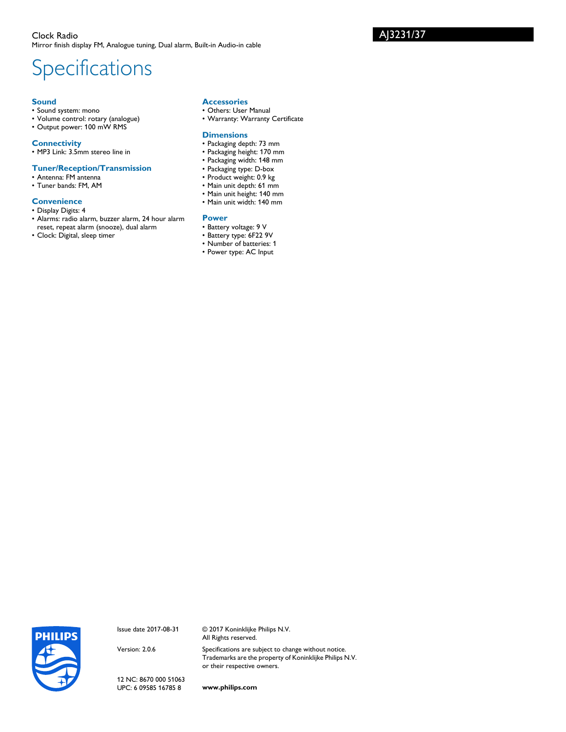Clock Radio

Mirror finish display FM, Analogue tuning, Dual alarm, Built-in Audio-in cable

AJ3231/37

# Specifications

### Sound
- Sound system: mono
- Volume control: rotary (analogue)
- Output power: 100 mW RMS

### Connectivity
- MP3 Link: 3.5mm stereo line in

### Tuner/Reception/Transmission
- Antenna: FM antenna
- Tuner bands: FM, AM

### Convenience
- Display Digits: 4
- Alarms: radio alarm, buzzer alarm, 24 hour alarm reset, repeat alarm (snooze), dual alarm
- Clock: Digital, sleep timer

### Accessories
- Others: User Manual
- Warranty: Warranty Certificate

### Dimensions
- Packaging depth: 73 mm
- Packaging height: 170 mm
- Packaging width: 148 mm
- Packaging type: D-box
- Product weight: 0.9 kg
- Main unit depth: 61 mm
- Main unit height: 140 mm
- Main unit width: 140 mm

### Power
- Battery voltage: 9 V
- Battery type: 6F22 9V
- Number of batteries: 1
- Power type: AC Input

Issue date 2017-08-31

Version: 2.0.6

12 NC: 8670 000 51063
UPC: 6 09585 16785 8

© 2017 Koninklijke Philips N.V.
All Rights reserved.

Specifications are subject to change without notice. Trademarks are the property of Koninklijke Philips N.V. or their respective owners.

**www.philips.com**